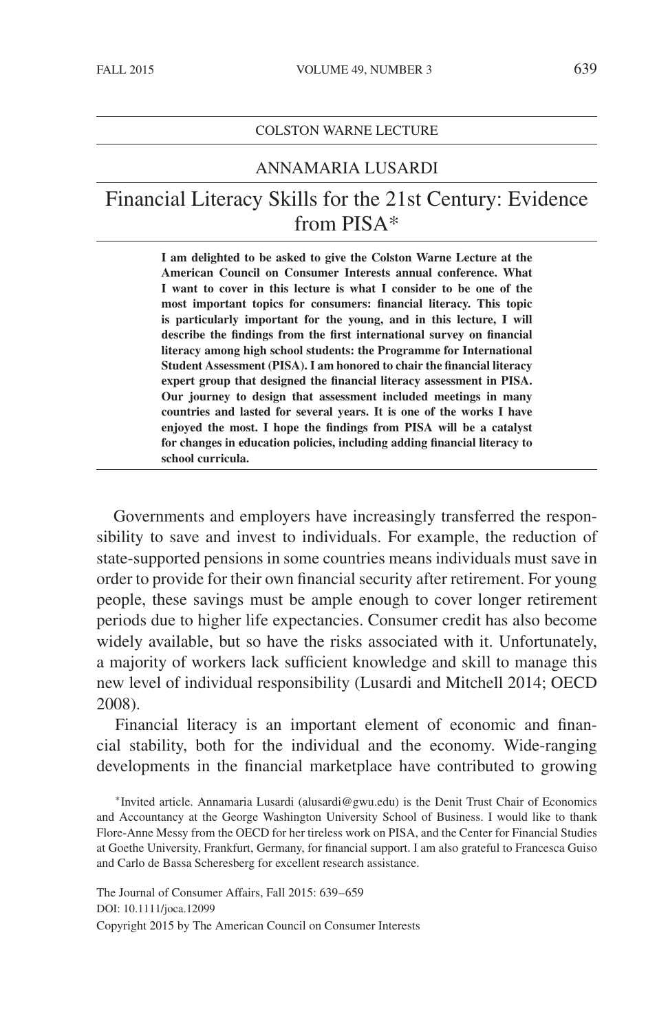COLSTON WARNE LECTURE

ANNAMARIA LUSARDI

# Financial Literacy Skills for the 21st Century: Evidence from PISA*

**I am delighted to be asked to give the Colston Warne Lecture at the American Council on Consumer Interests annual conference. What I want to cover in this lecture is what I consider to be one of the most important topics for consumers: financial literacy. This topic is particularly important for the young, and in this lecture, I will describe the findings from the first international survey on financial literacy among high school students: the Programme for International Student Assessment (PISA). I am honored to chair the financial literacy expert group that designed the financial literacy assessment in PISA. Our journey to design that assessment included meetings in many countries and lasted for several years. It is one of the works I have enjoyed the most. I hope the findings from PISA will be a catalyst for changes in education policies, including adding financial literacy to school curricula.**

Governments and employers have increasingly transferred the responsibility to save and invest to individuals. For example, the reduction of state-supported pensions in some countries means individuals must save in order to provide for their own financial security after retirement. For young people, these savings must be ample enough to cover longer retirement periods due to higher life expectancies. Consumer credit has also become widely available, but so have the risks associated with it. Unfortunately, a majority of workers lack sufficient knowledge and skill to manage this new level of individual responsibility (Lusardi and Mitchell 2014; OECD 2008).

Financial literacy is an important element of economic and financial stability, both for the individual and the economy. Wide-ranging developments in the financial marketplace have contributed to growing

*Invited article. Annamaria Lusardi (alusardi@gwu.edu) is the Denit Trust Chair of Economics and Accountancy at the George Washington University School of Business. I would like to thank Flore-Anne Messy from the OECD for her tireless work on PISA, and the Center for Financial Studies at Goethe University, Frankfurt, Germany, for financial support. I am also grateful to Francesca Guiso and Carlo de Bassa Scheresberg for excellent research assistance.

The Journal of Consumer Affairs, Fall 2015: 639–659
DOI: 10.1111/joca.12099
Copyright 2015 by The American Council on Consumer Interests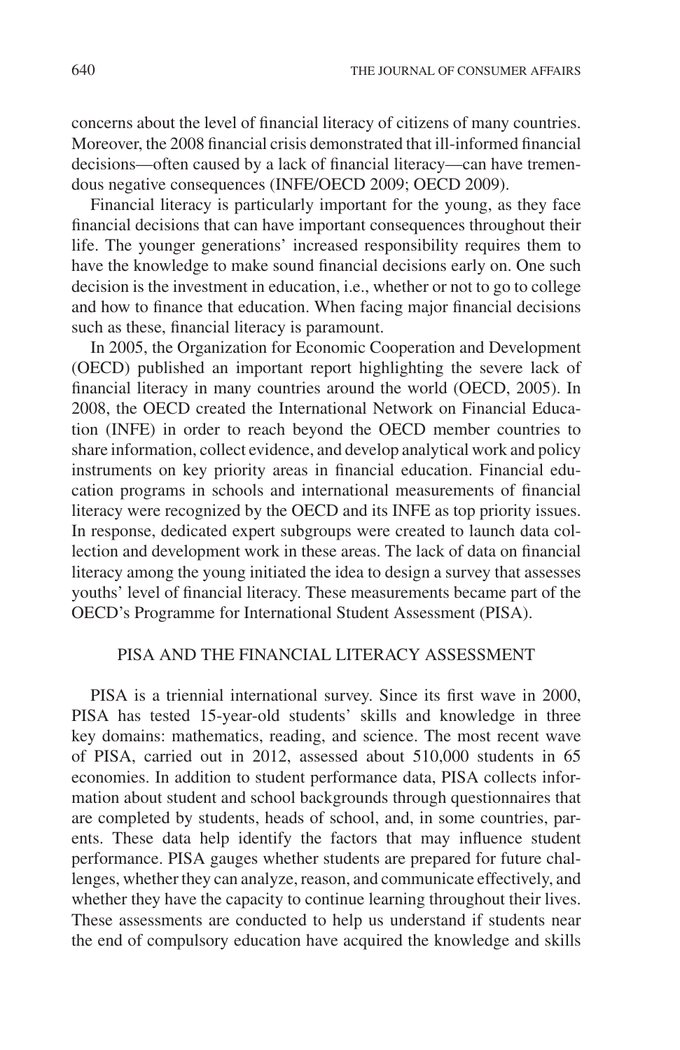concerns about the level of financial literacy of citizens of many countries. Moreover, the 2008 financial crisis demonstrated that ill-informed financial decisions—often caused by a lack of financial literacy—can have tremendous negative consequences (INFE/OECD 2009; OECD 2009).

Financial literacy is particularly important for the young, as they face financial decisions that can have important consequences throughout their life. The younger generations' increased responsibility requires them to have the knowledge to make sound financial decisions early on. One such decision is the investment in education, i.e., whether or not to go to college and how to finance that education. When facing major financial decisions such as these, financial literacy is paramount.

In 2005, the Organization for Economic Cooperation and Development (OECD) published an important report highlighting the severe lack of financial literacy in many countries around the world (OECD, 2005). In 2008, the OECD created the International Network on Financial Education (INFE) in order to reach beyond the OECD member countries to share information, collect evidence, and develop analytical work and policy instruments on key priority areas in financial education. Financial education programs in schools and international measurements of financial literacy were recognized by the OECD and its INFE as top priority issues. In response, dedicated expert subgroups were created to launch data collection and development work in these areas. The lack of data on financial literacy among the young initiated the idea to design a survey that assesses youths' level of financial literacy. These measurements became part of the OECD's Programme for International Student Assessment (PISA).

## PISA AND THE FINANCIAL LITERACY ASSESSMENT

PISA is a triennial international survey. Since its first wave in 2000, PISA has tested 15-year-old students' skills and knowledge in three key domains: mathematics, reading, and science. The most recent wave of PISA, carried out in 2012, assessed about 510,000 students in 65 economies. In addition to student performance data, PISA collects information about student and school backgrounds through questionnaires that are completed by students, heads of school, and, in some countries, parents. These data help identify the factors that may influence student performance. PISA gauges whether students are prepared for future challenges, whether they can analyze, reason, and communicate effectively, and whether they have the capacity to continue learning throughout their lives. These assessments are conducted to help us understand if students near the end of compulsory education have acquired the knowledge and skills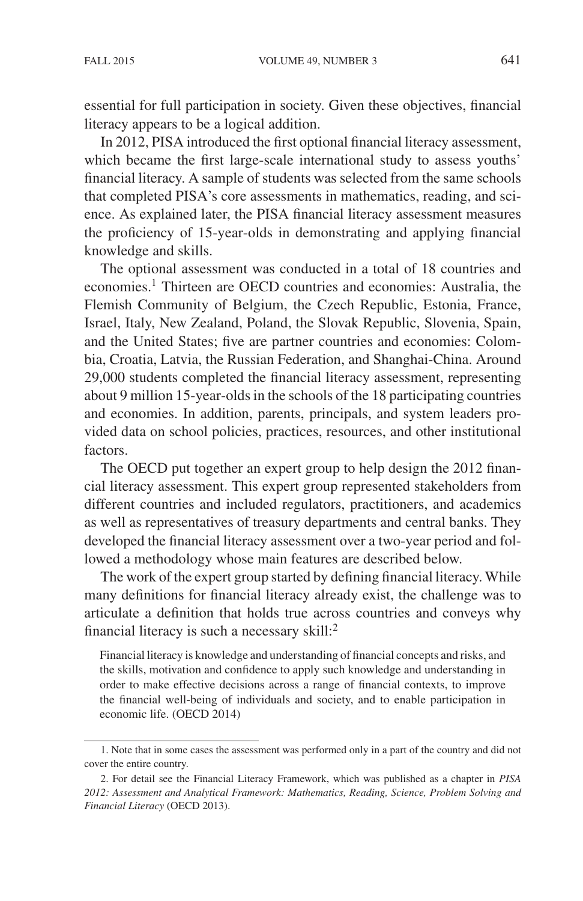essential for full participation in society. Given these objectives, financial literacy appears to be a logical addition.

In 2012, PISA introduced the first optional financial literacy assessment, which became the first large-scale international study to assess youths' financial literacy. A sample of students was selected from the same schools that completed PISA's core assessments in mathematics, reading, and science. As explained later, the PISA financial literacy assessment measures the proficiency of 15-year-olds in demonstrating and applying financial knowledge and skills.

The optional assessment was conducted in a total of 18 countries and economies.[1] Thirteen are OECD countries and economies: Australia, the Flemish Community of Belgium, the Czech Republic, Estonia, France, Israel, Italy, New Zealand, Poland, the Slovak Republic, Slovenia, Spain, and the United States; five are partner countries and economies: Colombia, Croatia, Latvia, the Russian Federation, and Shanghai-China. Around 29,000 students completed the financial literacy assessment, representing about 9 million 15-year-olds in the schools of the 18 participating countries and economies. In addition, parents, principals, and system leaders provided data on school policies, practices, resources, and other institutional factors.

The OECD put together an expert group to help design the 2012 financial literacy assessment. This expert group represented stakeholders from different countries and included regulators, practitioners, and academics as well as representatives of treasury departments and central banks. They developed the financial literacy assessment over a two-year period and followed a methodology whose main features are described below.

The work of the expert group started by defining financial literacy. While many definitions for financial literacy already exist, the challenge was to articulate a definition that holds true across countries and conveys why financial literacy is such a necessary skill:[2]

> Financial literacy is knowledge and understanding of financial concepts and risks, and the skills, motivation and confidence to apply such knowledge and understanding in order to make effective decisions across a range of financial contexts, to improve the financial well-being of individuals and society, and to enable participation in economic life. (OECD 2014)

---

1. Note that in some cases the assessment was performed only in a part of the country and did not cover the entire country.

2. For detail see the Financial Literacy Framework, which was published as a chapter in *PISA 2012: Assessment and Analytical Framework: Mathematics, Reading, Science, Problem Solving and Financial Literacy* (OECD 2013).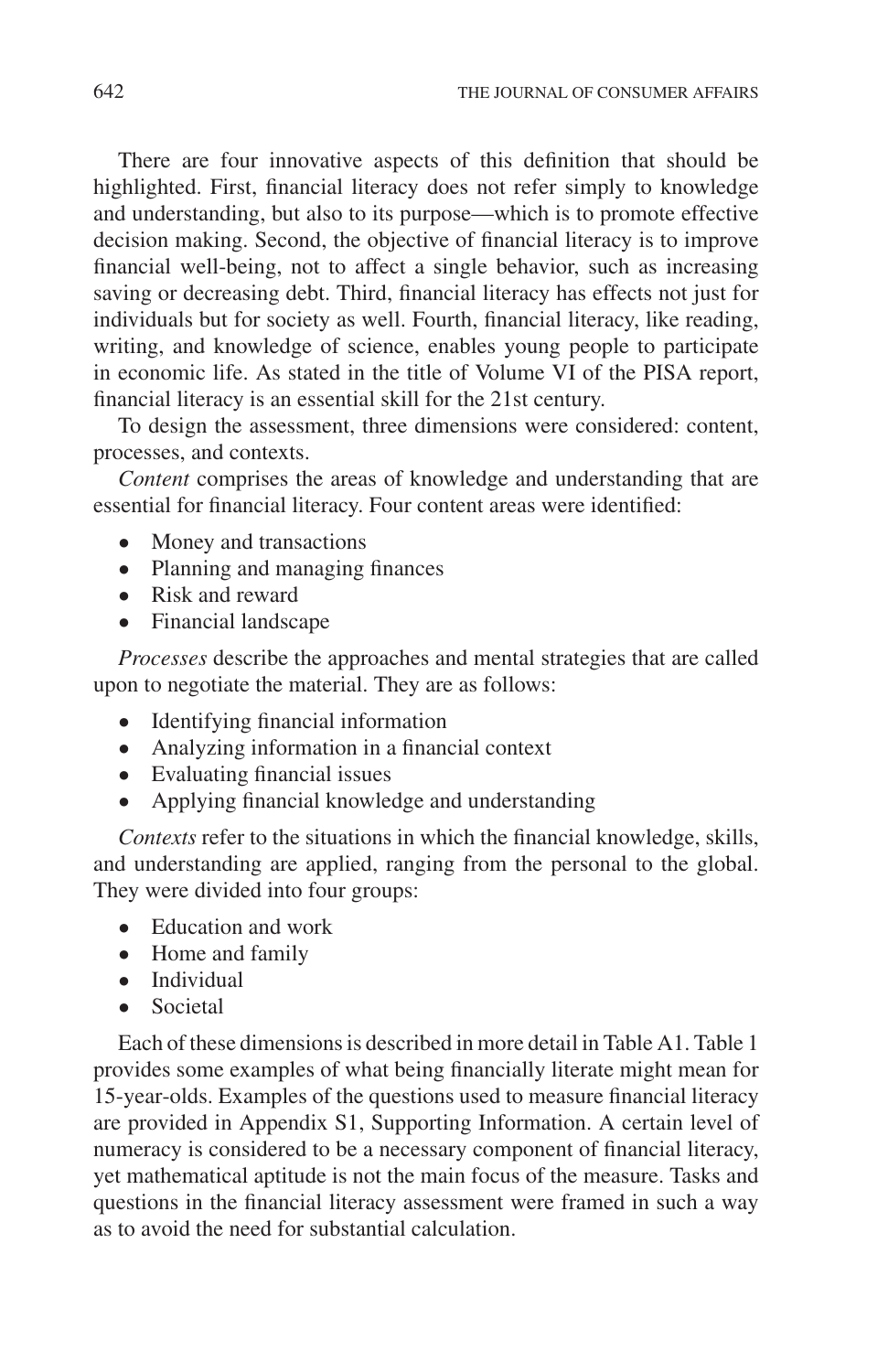There are four innovative aspects of this definition that should be highlighted. First, financial literacy does not refer simply to knowledge and understanding, but also to its purpose—which is to promote effective decision making. Second, the objective of financial literacy is to improve financial well-being, not to affect a single behavior, such as increasing saving or decreasing debt. Third, financial literacy has effects not just for individuals but for society as well. Fourth, financial literacy, like reading, writing, and knowledge of science, enables young people to participate in economic life. As stated in the title of Volume VI of the PISA report, financial literacy is an essential skill for the 21st century.

To design the assessment, three dimensions were considered: content, processes, and contexts.

*Content* comprises the areas of knowledge and understanding that are essential for financial literacy. Four content areas were identified:

- Money and transactions
- Planning and managing finances
- Risk and reward
- Financial landscape

*Processes* describe the approaches and mental strategies that are called upon to negotiate the material. They are as follows:

- Identifying financial information
- Analyzing information in a financial context
- Evaluating financial issues
- Applying financial knowledge and understanding

*Contexts* refer to the situations in which the financial knowledge, skills, and understanding are applied, ranging from the personal to the global. They were divided into four groups:

- Education and work
- Home and family
- Individual
- Societal

Each of these dimensions is described in more detail in Table A1. Table 1 provides some examples of what being financially literate might mean for 15-year-olds. Examples of the questions used to measure financial literacy are provided in Appendix S1, Supporting Information. A certain level of numeracy is considered to be a necessary component of financial literacy, yet mathematical aptitude is not the main focus of the measure. Tasks and questions in the financial literacy assessment were framed in such a way as to avoid the need for substantial calculation.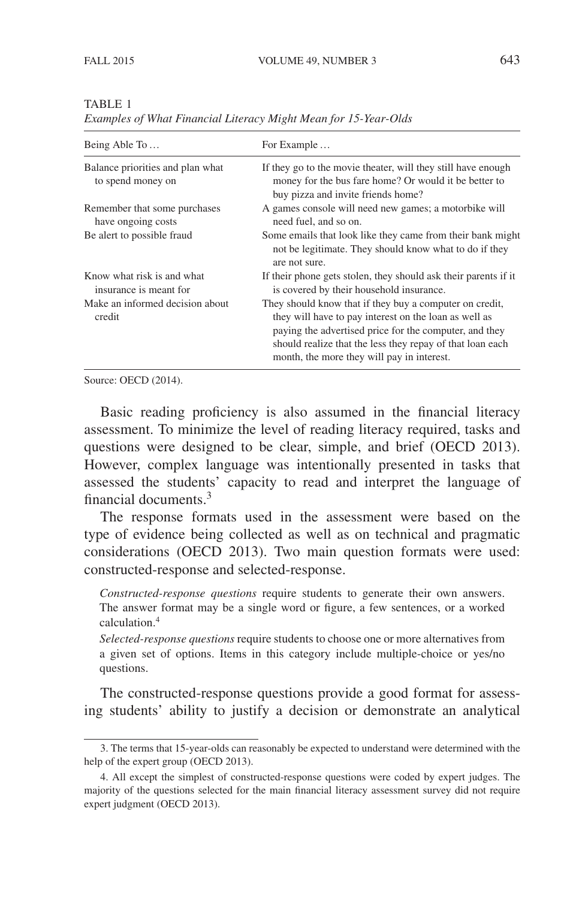TABLE 1

*Examples of What Financial Literacy Might Mean for 15-Year-Olds*

| Being Able To … | For Example … |
| --- | --- |
| Balance priorities and plan what to spend money on | If they go to the movie theater, will they still have enough money for the bus fare home? Or would it be better to buy pizza and invite friends home? |
| Remember that some purchases have ongoing costs | A games console will need new games; a motorbike will need fuel, and so on. |
| Be alert to possible fraud | Some emails that look like they came from their bank might not be legitimate. They should know what to do if they are not sure. |
| Know what risk is and what insurance is meant for | If their phone gets stolen, they should ask their parents if it is covered by their household insurance. |
| Make an informed decision about credit | They should know that if they buy a computer on credit, they will have to pay interest on the loan as well as paying the advertised price for the computer, and they should realize that the less they repay of that loan each month, the more they will pay in interest. |

Source: OECD (2014).

Basic reading proficiency is also assumed in the financial literacy assessment. To minimize the level of reading literacy required, tasks and questions were designed to be clear, simple, and brief (OECD 2013). However, complex language was intentionally presented in tasks that assessed the students' capacity to read and interpret the language of financial documents.[3]

The response formats used in the assessment were based on the type of evidence being collected as well as on technical and pragmatic considerations (OECD 2013). Two main question formats were used: constructed-response and selected-response.

> *Constructed-response questions* require students to generate their own answers. The answer format may be a single word or figure, a few sentences, or a worked calculation.[4]
>
> *Selected-response questions* require students to choose one or more alternatives from a given set of options. Items in this category include multiple-choice or yes/no questions.

The constructed-response questions provide a good format for assessing students' ability to justify a decision or demonstrate an analytical

---

3. The terms that 15-year-olds can reasonably be expected to understand were determined with the help of the expert group (OECD 2013).

4. All except the simplest of constructed-response questions were coded by expert judges. The majority of the questions selected for the main financial literacy assessment survey did not require expert judgment (OECD 2013).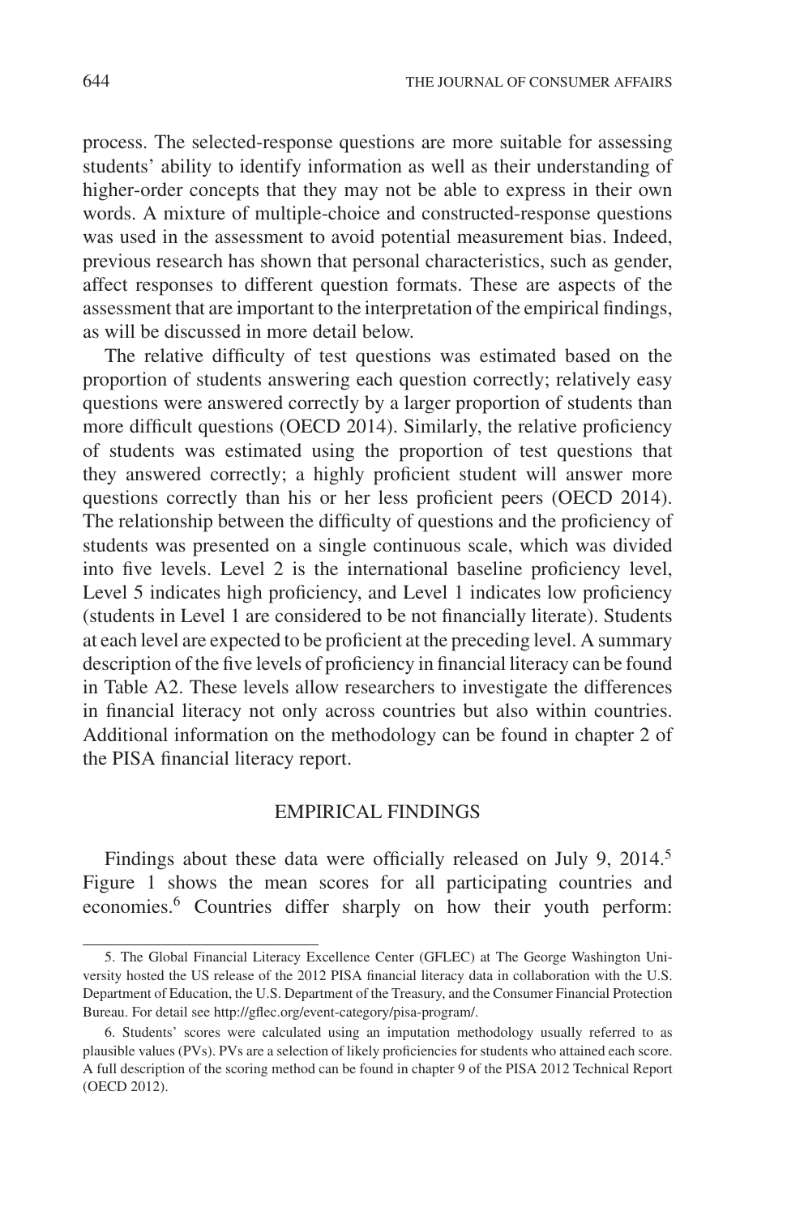process. The selected-response questions are more suitable for assessing students' ability to identify information as well as their understanding of higher-order concepts that they may not be able to express in their own words. A mixture of multiple-choice and constructed-response questions was used in the assessment to avoid potential measurement bias. Indeed, previous research has shown that personal characteristics, such as gender, affect responses to different question formats. These are aspects of the assessment that are important to the interpretation of the empirical findings, as will be discussed in more detail below.

The relative difficulty of test questions was estimated based on the proportion of students answering each question correctly; relatively easy questions were answered correctly by a larger proportion of students than more difficult questions (OECD 2014). Similarly, the relative proficiency of students was estimated using the proportion of test questions that they answered correctly; a highly proficient student will answer more questions correctly than his or her less proficient peers (OECD 2014). The relationship between the difficulty of questions and the proficiency of students was presented on a single continuous scale, which was divided into five levels. Level 2 is the international baseline proficiency level, Level 5 indicates high proficiency, and Level 1 indicates low proficiency (students in Level 1 are considered to be not financially literate). Students at each level are expected to be proficient at the preceding level. A summary description of the five levels of proficiency in financial literacy can be found in Table A2. These levels allow researchers to investigate the differences in financial literacy not only across countries but also within countries. Additional information on the methodology can be found in chapter 2 of the PISA financial literacy report.

## EMPIRICAL FINDINGS

Findings about these data were officially released on July 9, 2014.[5] Figure 1 shows the mean scores for all participating countries and economies.[6] Countries differ sharply on how their youth perform:

5. The Global Financial Literacy Excellence Center (GFLEC) at The George Washington University hosted the US release of the 2012 PISA financial literacy data in collaboration with the U.S. Department of Education, the U.S. Department of the Treasury, and the Consumer Financial Protection Bureau. For detail see http://gflec.org/event-category/pisa-program/.

6. Students' scores were calculated using an imputation methodology usually referred to as plausible values (PVs). PVs are a selection of likely proficiencies for students who attained each score. A full description of the scoring method can be found in chapter 9 of the PISA 2012 Technical Report (OECD 2012).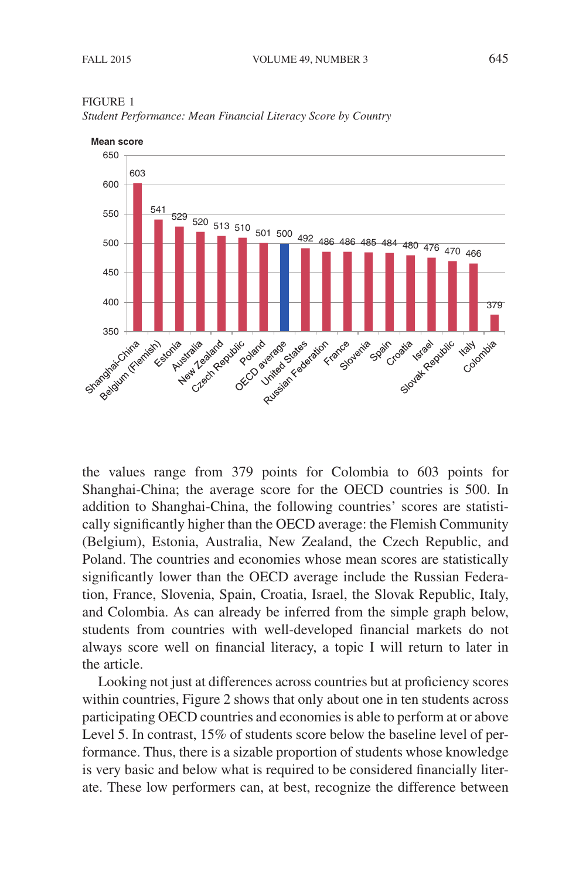FIGURE 1
*Student Performance: Mean Financial Literacy Score by Country*

| Country | Mean score |
|---|---|
| Shanghai-China | 603 |
| Belgium (Flemish) | 541 |
| Estonia | 529 |
| Australia | 520 |
| New Zealand | 513 |
| Czech Republic | 510 |
| Poland | 501 |
| OECD average | 500 |
| United States | 492 |
| Russian Federation | 486 |
| France | 486 |
| Slovenia | 485 |
| Spain | 484 |
| Croatia | 480 |
| Israel | 476 |
| Slovak Republic | 470 |
| Italy | 466 |
| Colombia | 379 |

the values range from 379 points for Colombia to 603 points for Shanghai-China; the average score for the OECD countries is 500. In addition to Shanghai-China, the following countries' scores are statistically significantly higher than the OECD average: the Flemish Community (Belgium), Estonia, Australia, New Zealand, the Czech Republic, and Poland. The countries and economies whose mean scores are statistically significantly lower than the OECD average include the Russian Federation, France, Slovenia, Spain, Croatia, Israel, the Slovak Republic, Italy, and Colombia. As can already be inferred from the simple graph below, students from countries with well-developed financial markets do not always score well on financial literacy, a topic I will return to later in the article.

Looking not just at differences across countries but at proficiency scores within countries, Figure 2 shows that only about one in ten students across participating OECD countries and economies is able to perform at or above Level 5. In contrast, 15% of students score below the baseline level of performance. Thus, there is a sizable proportion of students whose knowledge is very basic and below what is required to be considered financially literate. These low performers can, at best, recognize the difference between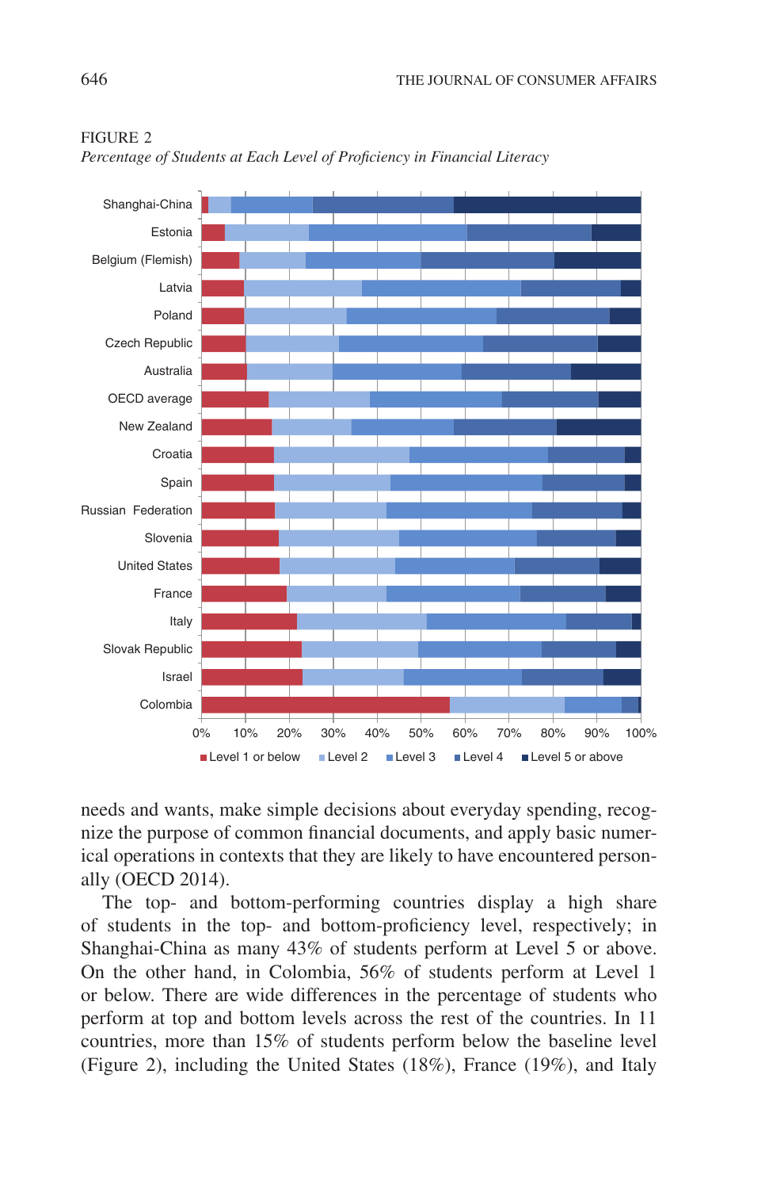FIGURE 2

*Percentage of Students at Each Level of Proficiency in Financial Literacy*

needs and wants, make simple decisions about everyday spending, recognize the purpose of common financial documents, and apply basic numerical operations in contexts that they are likely to have encountered personally (OECD 2014).

The top- and bottom-performing countries display a high share of students in the top- and bottom-proficiency level, respectively; in Shanghai-China as many 43% of students perform at Level 5 or above. On the other hand, in Colombia, 56% of students perform at Level 1 or below. There are wide differences in the percentage of students who perform at top and bottom levels across the rest of the countries. In 11 countries, more than 15% of students perform below the baseline level (Figure 2), including the United States (18%), France (19%), and Italy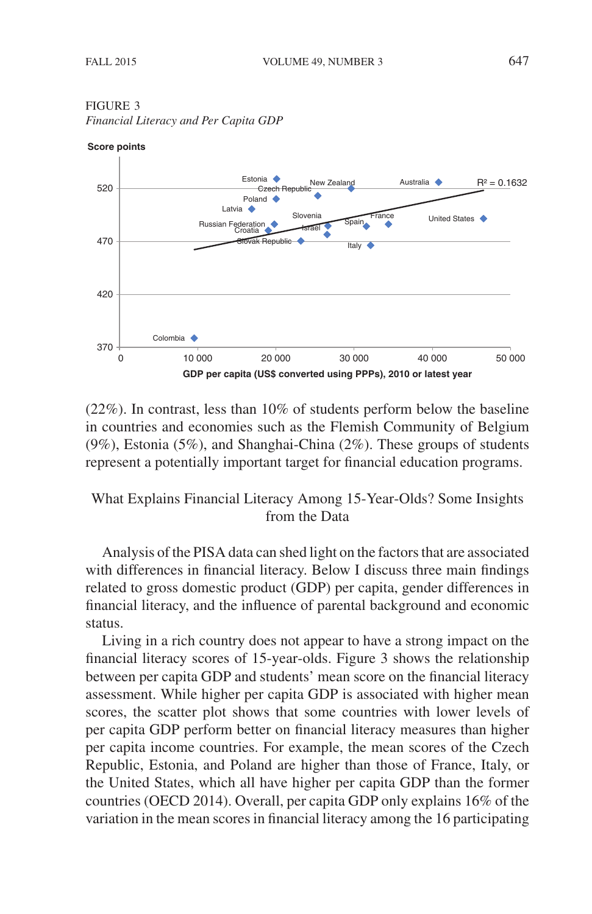FIGURE 3

*Financial Literacy and Per Capita GDP*

(22%). In contrast, less than 10% of students perform below the baseline in countries and economies such as the Flemish Community of Belgium (9%), Estonia (5%), and Shanghai-China (2%). These groups of students represent a potentially important target for financial education programs.

## What Explains Financial Literacy Among 15-Year-Olds? Some Insights from the Data

Analysis of the PISA data can shed light on the factors that are associated with differences in financial literacy. Below I discuss three main findings related to gross domestic product (GDP) per capita, gender differences in financial literacy, and the influence of parental background and economic status.

Living in a rich country does not appear to have a strong impact on the financial literacy scores of 15-year-olds. Figure 3 shows the relationship between per capita GDP and students' mean score on the financial literacy assessment. While higher per capita GDP is associated with higher mean scores, the scatter plot shows that some countries with lower levels of per capita GDP perform better on financial literacy measures than higher per capita income countries. For example, the mean scores of the Czech Republic, Estonia, and Poland are higher than those of France, Italy, or the United States, which all have higher per capita GDP than the former countries (OECD 2014). Overall, per capita GDP only explains 16% of the variation in the mean scores in financial literacy among the 16 participating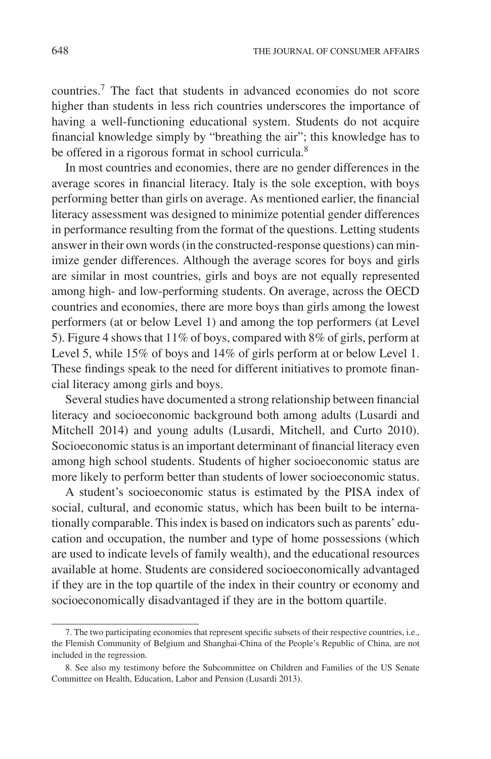countries.[7] The fact that students in advanced economies do not score higher than students in less rich countries underscores the importance of having a well-functioning educational system. Students do not acquire financial knowledge simply by "breathing the air"; this knowledge has to be offered in a rigorous format in school curricula.[8]

In most countries and economies, there are no gender differences in the average scores in financial literacy. Italy is the sole exception, with boys performing better than girls on average. As mentioned earlier, the financial literacy assessment was designed to minimize potential gender differences in performance resulting from the format of the questions. Letting students answer in their own words (in the constructed-response questions) can minimize gender differences. Although the average scores for boys and girls are similar in most countries, girls and boys are not equally represented among high- and low-performing students. On average, across the OECD countries and economies, there are more boys than girls among the lowest performers (at or below Level 1) and among the top performers (at Level 5). Figure 4 shows that 11% of boys, compared with 8% of girls, perform at Level 5, while 15% of boys and 14% of girls perform at or below Level 1. These findings speak to the need for different initiatives to promote financial literacy among girls and boys.

Several studies have documented a strong relationship between financial literacy and socioeconomic background both among adults (Lusardi and Mitchell 2014) and young adults (Lusardi, Mitchell, and Curto 2010). Socioeconomic status is an important determinant of financial literacy even among high school students. Students of higher socioeconomic status are more likely to perform better than students of lower socioeconomic status.

A student's socioeconomic status is estimated by the PISA index of social, cultural, and economic status, which has been built to be internationally comparable. This index is based on indicators such as parents' education and occupation, the number and type of home possessions (which are used to indicate levels of family wealth), and the educational resources available at home. Students are considered socioeconomically advantaged if they are in the top quartile of the index in their country or economy and socioeconomically disadvantaged if they are in the bottom quartile.

---

7. The two participating economies that represent specific subsets of their respective countries, i.e., the Flemish Community of Belgium and Shanghai-China of the People's Republic of China, are not included in the regression.

8. See also my testimony before the Subcommittee on Children and Families of the US Senate Committee on Health, Education, Labor and Pension (Lusardi 2013).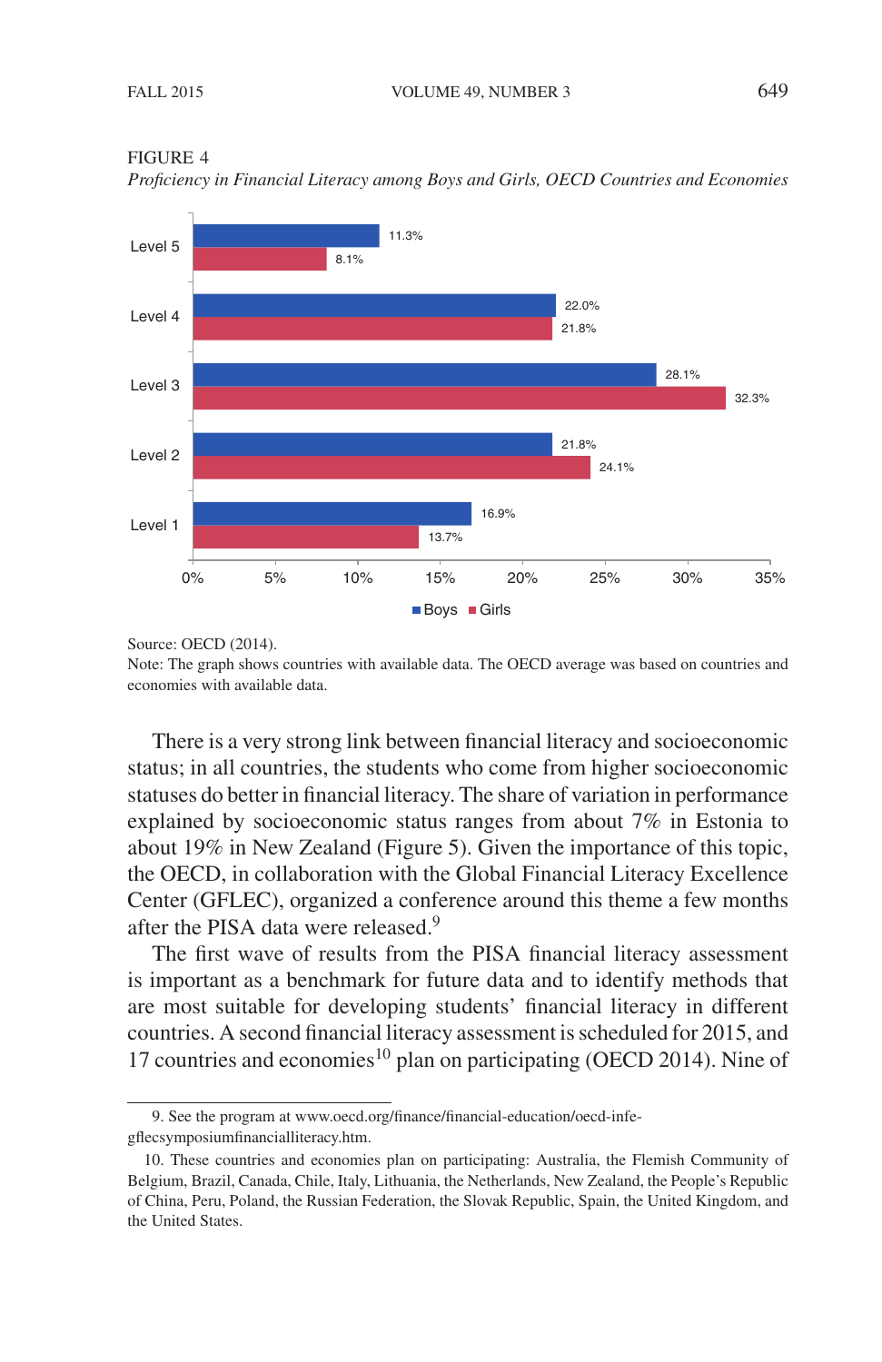FIGURE 4

*Proficiency in Financial Literacy among Boys and Girls, OECD Countries and Economies*

| | Boys | Girls |
|---|---|---|
| Level 5 | 11.3% | 8.1% |
| Level 4 | 22.0% | 21.8% |
| Level 3 | 28.1% | 32.3% |
| Level 2 | 21.8% | 24.1% |
| Level 1 | 16.9% | 13.7% |

Source: OECD (2014).

Note: The graph shows countries with available data. The OECD average was based on countries and economies with available data.

There is a very strong link between financial literacy and socioeconomic status; in all countries, the students who come from higher socioeconomic statuses do better in financial literacy. The share of variation in performance explained by socioeconomic status ranges from about 7% in Estonia to about 19% in New Zealand (Figure 5). Given the importance of this topic, the OECD, in collaboration with the Global Financial Literacy Excellence Center (GFLEC), organized a conference around this theme a few months after the PISA data were released.[9]

The first wave of results from the PISA financial literacy assessment is important as a benchmark for future data and to identify methods that are most suitable for developing students' financial literacy in different countries. A second financial literacy assessment is scheduled for 2015, and 17 countries and economies[10] plan on participating (OECD 2014). Nine of

---

9. See the program at www.oecd.org/finance/financial-education/oecd-infe-gflecsymposiumfinancialliteracy.htm.

10. These countries and economies plan on participating: Australia, the Flemish Community of Belgium, Brazil, Canada, Chile, Italy, Lithuania, the Netherlands, New Zealand, the People's Republic of China, Peru, Poland, the Russian Federation, the Slovak Republic, Spain, the United Kingdom, and the United States.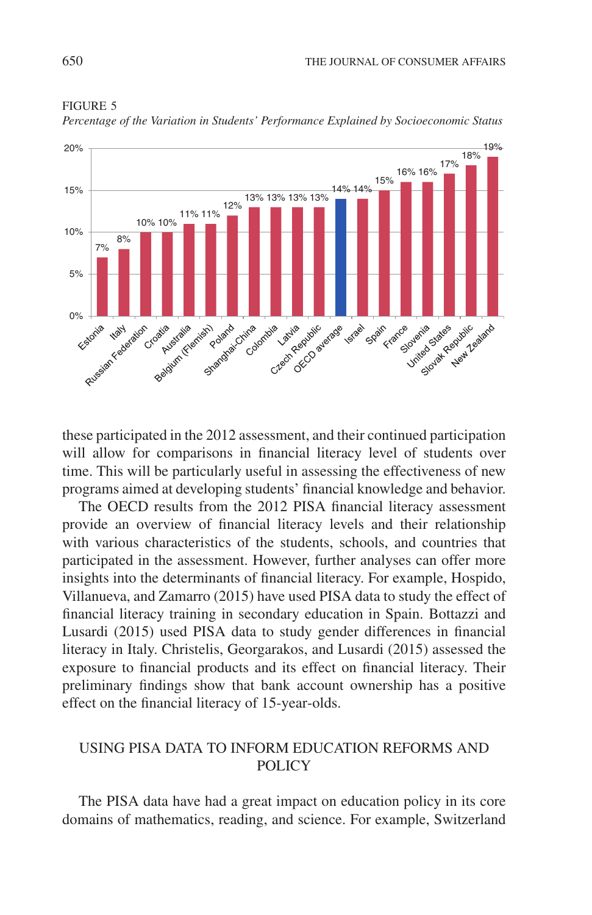FIGURE 5

*Percentage of the Variation in Students' Performance Explained by Socioeconomic Status*

| Country | Percentage |
|---|---|
| Estonia | 7% |
| Italy | 8% |
| Russian Federation | 10% |
| Croatia | 10% |
| Australia | 11% |
| Belgium (Flemish) | 11% |
| Poland | 12% |
| Shanghai-China | 13% |
| Colombia | 13% |
| Latvia | 13% |
| Czech Republic | 13% |
| OECD average | 14% |
| Israel | 14% |
| Spain | 15% |
| France | 16% |
| Slovenia | 16% |
| United States | 17% |
| Slovak Republic | 18% |
| New Zealand | 19% |

these participated in the 2012 assessment, and their continued participation will allow for comparisons in financial literacy level of students over time. This will be particularly useful in assessing the effectiveness of new programs aimed at developing students' financial knowledge and behavior.

The OECD results from the 2012 PISA financial literacy assessment provide an overview of financial literacy levels and their relationship with various characteristics of the students, schools, and countries that participated in the assessment. However, further analyses can offer more insights into the determinants of financial literacy. For example, Hospido, Villanueva, and Zamarro (2015) have used PISA data to study the effect of financial literacy training in secondary education in Spain. Bottazzi and Lusardi (2015) used PISA data to study gender differences in financial literacy in Italy. Christelis, Georgarakos, and Lusardi (2015) assessed the exposure to financial products and its effect on financial literacy. Their preliminary findings show that bank account ownership has a positive effect on the financial literacy of 15-year-olds.

## USING PISA DATA TO INFORM EDUCATION REFORMS AND POLICY

The PISA data have had a great impact on education policy in its core domains of mathematics, reading, and science. For example, Switzerland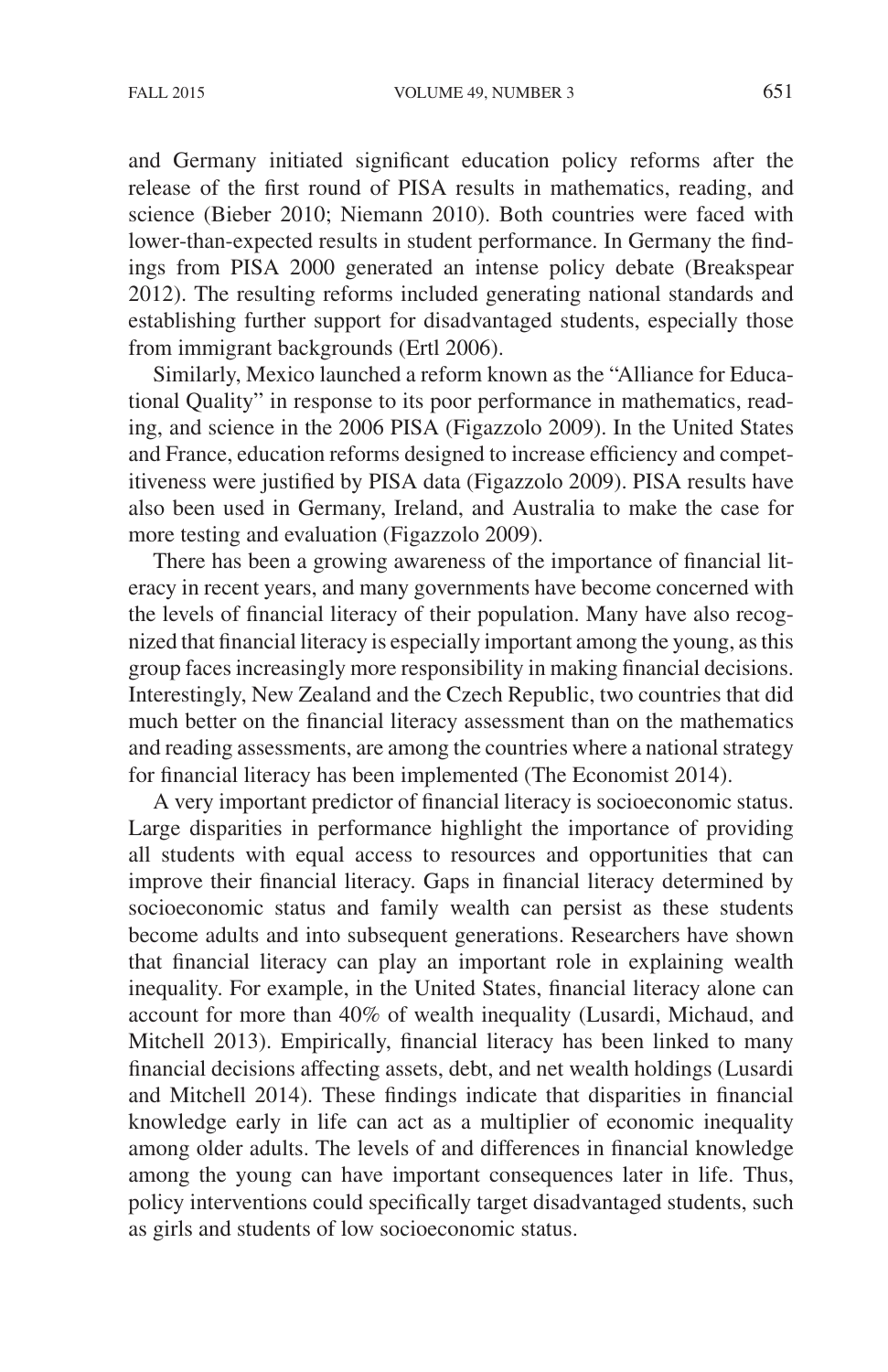and Germany initiated significant education policy reforms after the release of the first round of PISA results in mathematics, reading, and science (Bieber 2010; Niemann 2010). Both countries were faced with lower-than-expected results in student performance. In Germany the findings from PISA 2000 generated an intense policy debate (Breakspear 2012). The resulting reforms included generating national standards and establishing further support for disadvantaged students, especially those from immigrant backgrounds (Ertl 2006).

Similarly, Mexico launched a reform known as the "Alliance for Educational Quality" in response to its poor performance in mathematics, reading, and science in the 2006 PISA (Figazzolo 2009). In the United States and France, education reforms designed to increase efficiency and competitiveness were justified by PISA data (Figazzolo 2009). PISA results have also been used in Germany, Ireland, and Australia to make the case for more testing and evaluation (Figazzolo 2009).

There has been a growing awareness of the importance of financial literacy in recent years, and many governments have become concerned with the levels of financial literacy of their population. Many have also recognized that financial literacy is especially important among the young, as this group faces increasingly more responsibility in making financial decisions. Interestingly, New Zealand and the Czech Republic, two countries that did much better on the financial literacy assessment than on the mathematics and reading assessments, are among the countries where a national strategy for financial literacy has been implemented (The Economist 2014).

A very important predictor of financial literacy is socioeconomic status. Large disparities in performance highlight the importance of providing all students with equal access to resources and opportunities that can improve their financial literacy. Gaps in financial literacy determined by socioeconomic status and family wealth can persist as these students become adults and into subsequent generations. Researchers have shown that financial literacy can play an important role in explaining wealth inequality. For example, in the United States, financial literacy alone can account for more than 40% of wealth inequality (Lusardi, Michaud, and Mitchell 2013). Empirically, financial literacy has been linked to many financial decisions affecting assets, debt, and net wealth holdings (Lusardi and Mitchell 2014). These findings indicate that disparities in financial knowledge early in life can act as a multiplier of economic inequality among older adults. The levels of and differences in financial knowledge among the young can have important consequences later in life. Thus, policy interventions could specifically target disadvantaged students, such as girls and students of low socioeconomic status.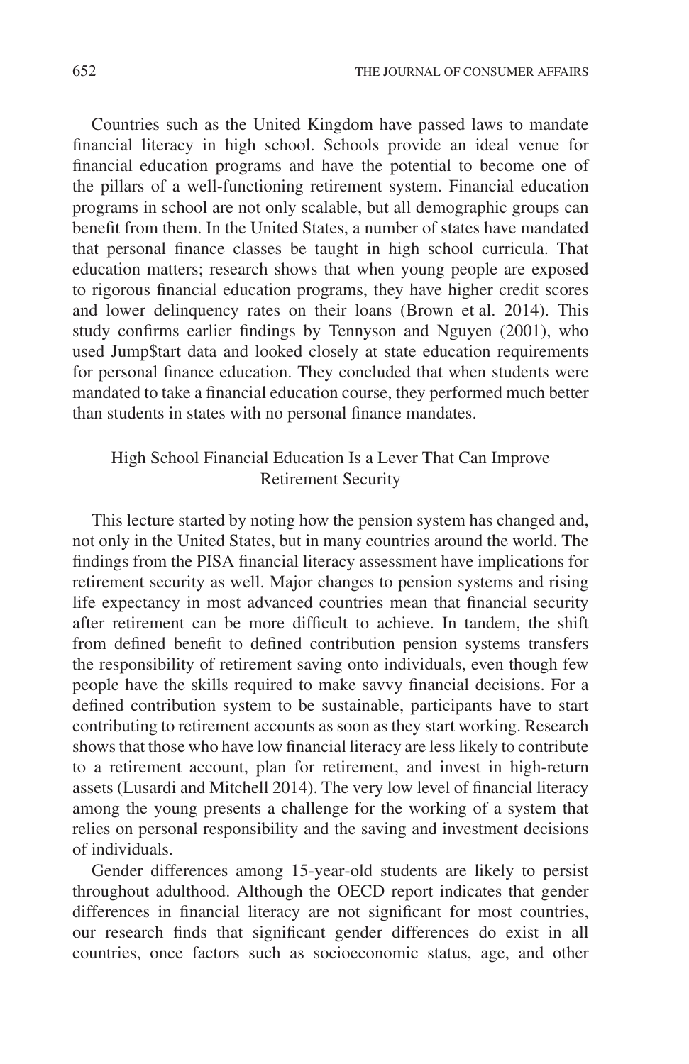Countries such as the United Kingdom have passed laws to mandate financial literacy in high school. Schools provide an ideal venue for financial education programs and have the potential to become one of the pillars of a well-functioning retirement system. Financial education programs in school are not only scalable, but all demographic groups can benefit from them. In the United States, a number of states have mandated that personal finance classes be taught in high school curricula. That education matters; research shows that when young people are exposed to rigorous financial education programs, they have higher credit scores and lower delinquency rates on their loans (Brown et al. 2014). This study confirms earlier findings by Tennyson and Nguyen (2001), who used Jump$tart data and looked closely at state education requirements for personal finance education. They concluded that when students were mandated to take a financial education course, they performed much better than students in states with no personal finance mandates.

## High School Financial Education Is a Lever That Can Improve Retirement Security

This lecture started by noting how the pension system has changed and, not only in the United States, but in many countries around the world. The findings from the PISA financial literacy assessment have implications for retirement security as well. Major changes to pension systems and rising life expectancy in most advanced countries mean that financial security after retirement can be more difficult to achieve. In tandem, the shift from defined benefit to defined contribution pension systems transfers the responsibility of retirement saving onto individuals, even though few people have the skills required to make savvy financial decisions. For a defined contribution system to be sustainable, participants have to start contributing to retirement accounts as soon as they start working. Research shows that those who have low financial literacy are less likely to contribute to a retirement account, plan for retirement, and invest in high-return assets (Lusardi and Mitchell 2014). The very low level of financial literacy among the young presents a challenge for the working of a system that relies on personal responsibility and the saving and investment decisions of individuals.

Gender differences among 15-year-old students are likely to persist throughout adulthood. Although the OECD report indicates that gender differences in financial literacy are not significant for most countries, our research finds that significant gender differences do exist in all countries, once factors such as socioeconomic status, age, and other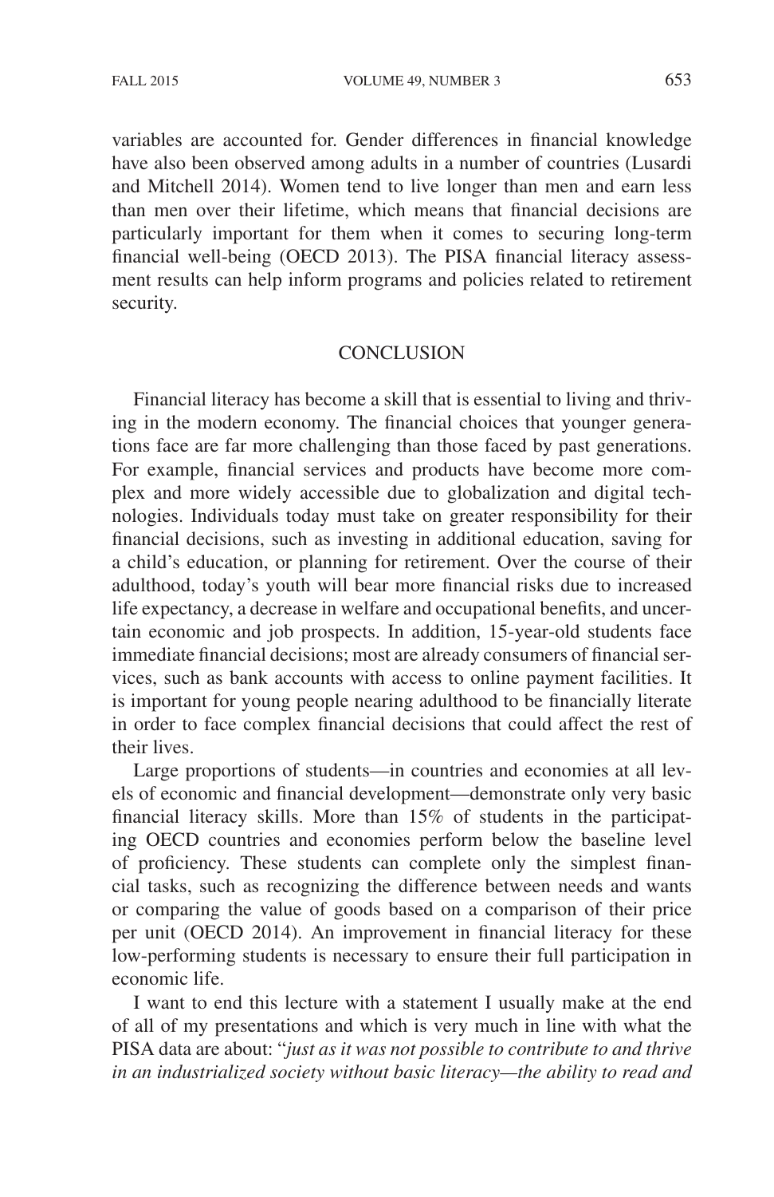variables are accounted for. Gender differences in financial knowledge have also been observed among adults in a number of countries (Lusardi and Mitchell 2014). Women tend to live longer than men and earn less than men over their lifetime, which means that financial decisions are particularly important for them when it comes to securing long-term financial well-being (OECD 2013). The PISA financial literacy assessment results can help inform programs and policies related to retirement security.

## CONCLUSION

Financial literacy has become a skill that is essential to living and thriving in the modern economy. The financial choices that younger generations face are far more challenging than those faced by past generations. For example, financial services and products have become more complex and more widely accessible due to globalization and digital technologies. Individuals today must take on greater responsibility for their financial decisions, such as investing in additional education, saving for a child's education, or planning for retirement. Over the course of their adulthood, today's youth will bear more financial risks due to increased life expectancy, a decrease in welfare and occupational benefits, and uncertain economic and job prospects. In addition, 15-year-old students face immediate financial decisions; most are already consumers of financial services, such as bank accounts with access to online payment facilities. It is important for young people nearing adulthood to be financially literate in order to face complex financial decisions that could affect the rest of their lives.

Large proportions of students—in countries and economies at all levels of economic and financial development—demonstrate only very basic financial literacy skills. More than 15% of students in the participating OECD countries and economies perform below the baseline level of proficiency. These students can complete only the simplest financial tasks, such as recognizing the difference between needs and wants or comparing the value of goods based on a comparison of their price per unit (OECD 2014). An improvement in financial literacy for these low-performing students is necessary to ensure their full participation in economic life.

I want to end this lecture with a statement I usually make at the end of all of my presentations and which is very much in line with what the PISA data are about: "*just as it was not possible to contribute to and thrive in an industrialized society without basic literacy—the ability to read and*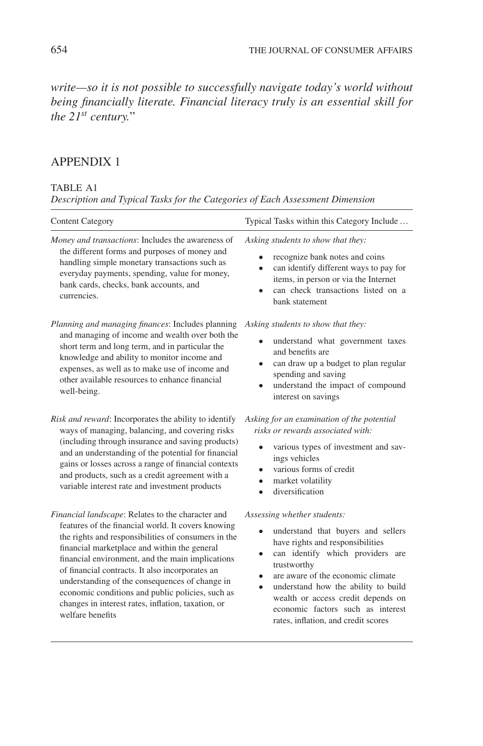*write—so it is not possible to successfully navigate today's world without being financially literate. Financial literacy truly is an essential skill for the 21st century.*"

## APPENDIX 1

TABLE A1
*Description and Typical Tasks for the Categories of Each Assessment Dimension*

| Content Category | Typical Tasks within this Category Include … |
|---|---|
| *Money and transactions*: Includes the awareness of the different forms and purposes of money and handling simple monetary transactions such as everyday payments, spending, value for money, bank cards, checks, bank accounts, and currencies. | *Asking students to show that they:* <br>• recognize bank notes and coins <br>• can identify different ways to pay for items, in person or via the Internet <br>• can check transactions listed on a bank statement |
| *Planning and managing finances*: Includes planning and managing of income and wealth over both the short term and long term, and in particular the knowledge and ability to monitor income and expenses, as well as to make use of income and other available resources to enhance financial well-being. | *Asking students to show that they:* <br>• understand what government taxes and benefits are <br>• can draw up a budget to plan regular spending and saving <br>• understand the impact of compound interest on savings |
| *Risk and reward*: Incorporates the ability to identify ways of managing, balancing, and covering risks (including through insurance and saving products) and an understanding of the potential for financial gains or losses across a range of financial contexts and products, such as a credit agreement with a variable interest rate and investment products | *Asking for an examination of the potential risks or rewards associated with:* <br>• various types of investment and savings vehicles <br>• various forms of credit <br>• market volatility <br>• diversification |
| *Financial landscape*: Relates to the character and features of the financial world. It covers knowing the rights and responsibilities of consumers in the financial marketplace and within the general financial environment, and the main implications of financial contracts. It also incorporates an understanding of the consequences of change in economic conditions and public policies, such as changes in interest rates, inflation, taxation, or welfare benefits | *Assessing whether students:* <br>• understand that buyers and sellers have rights and responsibilities <br>• can identify which providers are trustworthy <br>• are aware of the economic climate <br>• understand how the ability to build wealth or access credit depends on economic factors such as interest rates, inflation, and credit scores |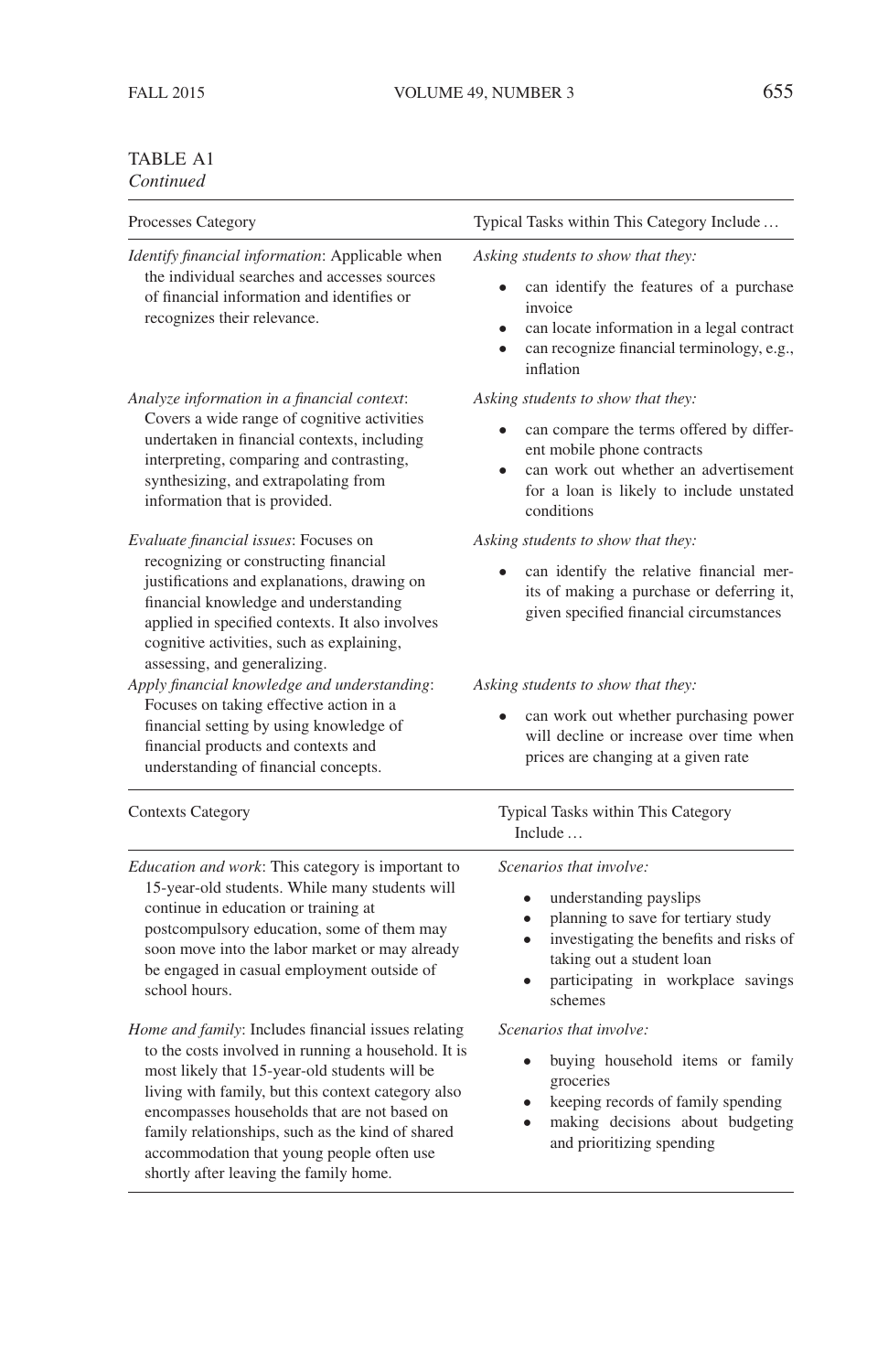TABLE A1
*Continued*

| Processes Category | Typical Tasks within This Category Include … |
|---|---|
| *Identify financial information*: Applicable when the individual searches and accesses sources of financial information and identifies or recognizes their relevance. | *Asking students to show that they:* <br> • can identify the features of a purchase invoice <br> • can locate information in a legal contract <br> • can recognize financial terminology, e.g., inflation |
| *Analyze information in a financial context*: Covers a wide range of cognitive activities undertaken in financial contexts, including interpreting, comparing and contrasting, synthesizing, and extrapolating from information that is provided. | *Asking students to show that they:* <br> • can compare the terms offered by different mobile phone contracts <br> • can work out whether an advertisement for a loan is likely to include unstated conditions |
| *Evaluate financial issues*: Focuses on recognizing or constructing financial justifications and explanations, drawing on financial knowledge and understanding applied in specified contexts. It also involves cognitive activities, such as explaining, assessing, and generalizing. | *Asking students to show that they:* <br> • can identify the relative financial merits of making a purchase or deferring it, given specified financial circumstances |
| *Apply financial knowledge and understanding*: Focuses on taking effective action in a financial setting by using knowledge of financial products and contexts and understanding of financial concepts. | *Asking students to show that they:* <br> • can work out whether purchasing power will decline or increase over time when prices are changing at a given rate |
| **Contexts Category** | **Typical Tasks within This Category Include …** |
| *Education and work*: This category is important to 15-year-old students. While many students will continue in education or training at postcompulsory education, some of them may soon move into the labor market or may already be engaged in casual employment outside of school hours. | *Scenarios that involve:* <br> • understanding payslips <br> • planning to save for tertiary study <br> • investigating the benefits and risks of taking out a student loan <br> • participating in workplace savings schemes |
| *Home and family*: Includes financial issues relating to the costs involved in running a household. It is most likely that 15-year-old students will be living with family, but this context category also encompasses households that are not based on family relationships, such as the kind of shared accommodation that young people often use shortly after leaving the family home. | *Scenarios that involve:* <br> • buying household items or family groceries <br> • keeping records of family spending <br> • making decisions about budgeting and prioritizing spending |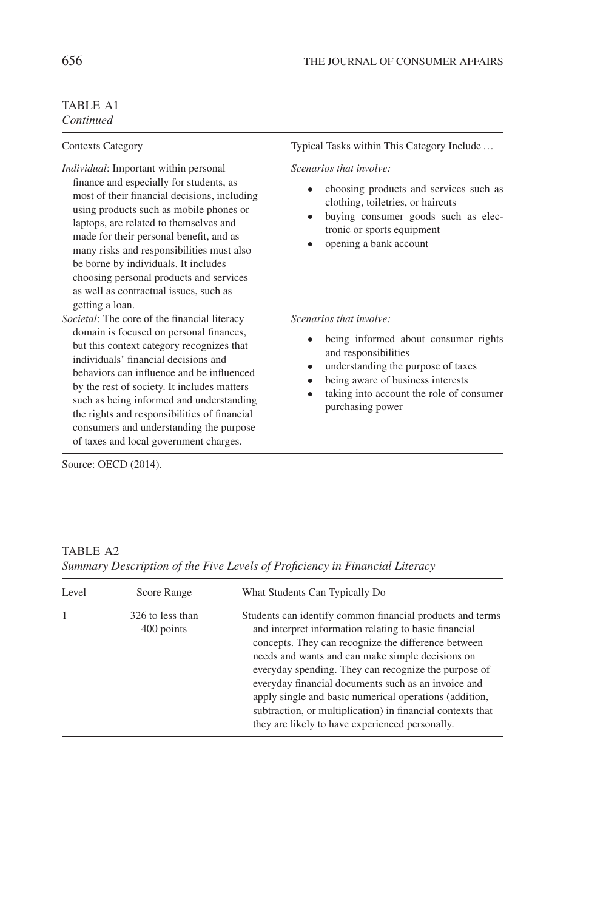TABLE A1
*Continued*

| Contexts Category | Typical Tasks within This Category Include … |
|---|---|
| *Individual*: Important within personal finance and especially for students, as most of their financial decisions, including using products such as mobile phones or laptops, are related to themselves and made for their personal benefit, and as many risks and responsibilities must also be borne by individuals. It includes choosing personal products and services as well as contractual issues, such as getting a loan. | *Scenarios that involve:* <br> • choosing products and services such as clothing, toiletries, or haircuts <br> • buying consumer goods such as electronic or sports equipment <br> • opening a bank account |
| *Societal*: The core of the financial literacy domain is focused on personal finances, but this context category recognizes that individuals' financial decisions and behaviors can influence and be influenced by the rest of society. It includes matters such as being informed and understanding the rights and responsibilities of financial consumers and understanding the purpose of taxes and local government charges. | *Scenarios that involve:* <br> • being informed about consumer rights and responsibilities <br> • understanding the purpose of taxes <br> • being aware of business interests <br> • taking into account the role of consumer purchasing power |

Source: OECD (2014).

TABLE A2
*Summary Description of the Five Levels of Proficiency in Financial Literacy*

| Level | Score Range | What Students Can Typically Do |
|---|---|---|
| 1 | 326 to less than 400 points | Students can identify common financial products and terms and interpret information relating to basic financial concepts. They can recognize the difference between needs and wants and can make simple decisions on everyday spending. They can recognize the purpose of everyday financial documents such as an invoice and apply single and basic numerical operations (addition, subtraction, or multiplication) in financial contexts that they are likely to have experienced personally. |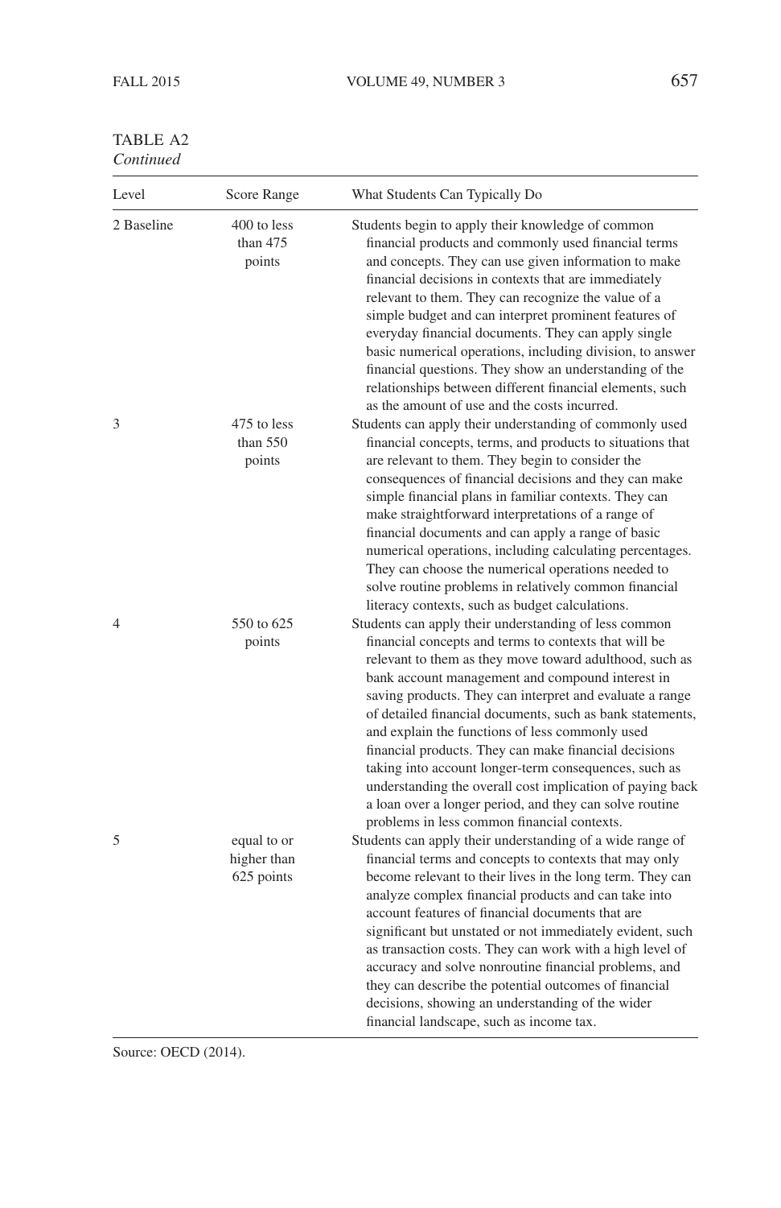TABLE A2
*Continued*

| Level | Score Range | What Students Can Typically Do |
|---|---|---|
| 2 Baseline | 400 to less than 475 points | Students begin to apply their knowledge of common financial products and commonly used financial terms and concepts. They can use given information to make financial decisions in contexts that are immediately relevant to them. They can recognize the value of a simple budget and can interpret prominent features of everyday financial documents. They can apply single basic numerical operations, including division, to answer financial questions. They show an understanding of the relationships between different financial elements, such as the amount of use and the costs incurred. |
| 3 | 475 to less than 550 points | Students can apply their understanding of commonly used financial concepts, terms, and products to situations that are relevant to them. They begin to consider the consequences of financial decisions and they can make simple financial plans in familiar contexts. They can make straightforward interpretations of a range of financial documents and can apply a range of basic numerical operations, including calculating percentages. They can choose the numerical operations needed to solve routine problems in relatively common financial literacy contexts, such as budget calculations. |
| 4 | 550 to 625 points | Students can apply their understanding of less common financial concepts and terms to contexts that will be relevant to them as they move toward adulthood, such as bank account management and compound interest in saving products. They can interpret and evaluate a range of detailed financial documents, such as bank statements, and explain the functions of less commonly used financial products. They can make financial decisions taking into account longer-term consequences, such as understanding the overall cost implication of paying back a loan over a longer period, and they can solve routine problems in less common financial contexts. |
| 5 | equal to or higher than 625 points | Students can apply their understanding of a wide range of financial terms and concepts to contexts that may only become relevant to their lives in the long term. They can analyze complex financial products and can take into account features of financial documents that are significant but unstated or not immediately evident, such as transaction costs. They can work with a high level of accuracy and solve nonroutine financial problems, and they can describe the potential outcomes of financial decisions, showing an understanding of the wider financial landscape, such as income tax. |

Source: OECD (2014).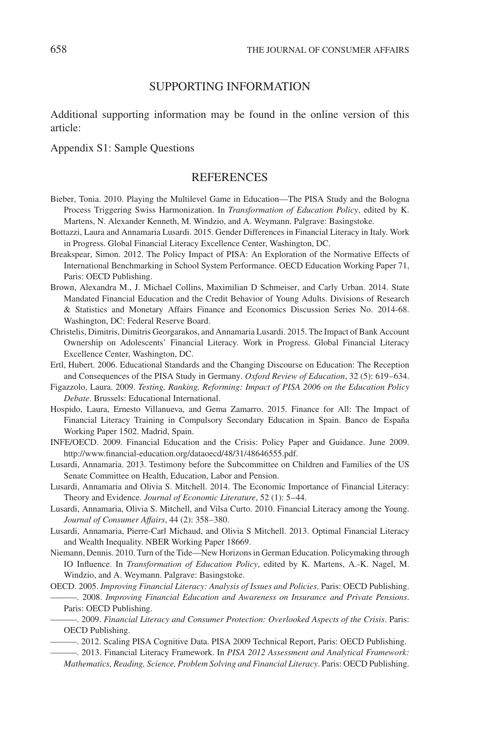## SUPPORTING INFORMATION

Additional supporting information may be found in the online version of this article:

Appendix S1: Sample Questions

## REFERENCES

Bieber, Tonia. 2010. Playing the Multilevel Game in Education—The PISA Study and the Bologna Process Triggering Swiss Harmonization. In *Transformation of Education Policy*, edited by K. Martens, N. Alexander Kenneth, M. Windzio, and A. Weymann. Palgrave: Basingstoke.

Bottazzi, Laura and Annamaria Lusardi. 2015. Gender Differences in Financial Literacy in Italy. Work in Progress. Global Financial Literacy Excellence Center, Washington, DC.

Breakspear, Simon. 2012. The Policy Impact of PISA: An Exploration of the Normative Effects of International Benchmarking in School System Performance. OECD Education Working Paper 71, Paris: OECD Publishing.

Brown, Alexandra M., J. Michael Collins, Maximilian D Schmeiser, and Carly Urban. 2014. State Mandated Financial Education and the Credit Behavior of Young Adults. Divisions of Research & Statistics and Monetary Affairs Finance and Economics Discussion Series No. 2014-68. Washington, DC: Federal Reserve Board.

Christelis, Dimitris, Dimitris Georgarakos, and Annamaria Lusardi. 2015. The Impact of Bank Account Ownership on Adolescents' Financial Literacy. Work in Progress. Global Financial Literacy Excellence Center, Washington, DC.

Ertl, Hubert. 2006. Educational Standards and the Changing Discourse on Education: The Reception and Consequences of the PISA Study in Germany. *Oxford Review of Education*, 32 (5): 619–634.

Figazzolo, Laura. 2009. *Testing, Ranking, Reforming: Impact of PISA 2006 on the Education Policy Debate*. Brussels: Educational International.

Hospido, Laura, Ernesto Villanueva, and Gema Zamarro. 2015. Finance for All: The Impact of Financial Literacy Training in Compulsory Secondary Education in Spain. Banco de España Working Paper 1502. Madrid, Spain.

INFE/OECD. 2009. Financial Education and the Crisis: Policy Paper and Guidance. June 2009. http://www.financial-education.org/dataoecd/48/31/48646555.pdf.

Lusardi, Annamaria. 2013. Testimony before the Subcommittee on Children and Families of the US Senate Committee on Health, Education, Labor and Pension.

Lusardi, Annamaria and Olivia S. Mitchell. 2014. The Economic Importance of Financial Literacy: Theory and Evidence. *Journal of Economic Literature*, 52 (1): 5–44.

Lusardi, Annamaria, Olivia S. Mitchell, and Vilsa Curto. 2010. Financial Literacy among the Young. *Journal of Consumer Affairs*, 44 (2): 358–380.

Lusardi, Annamaria, Pierre-Carl Michaud, and Olivia S Mitchell. 2013. Optimal Financial Literacy and Wealth Inequality. NBER Working Paper 18669.

Niemann, Dennis. 2010. Turn of the Tide—New Horizons in German Education. Policymaking through IO Influence. In *Transformation of Education Policy*, edited by K. Martens, A.-K. Nagel, M. Windzio, and A. Weymann. Palgrave: Basingstoke.

OECD. 2005. *Improving Financial Literacy: Analysis of Issues and Policies*. Paris: OECD Publishing.

———. 2008. *Improving Financial Education and Awareness on Insurance and Private Pensions*. Paris: OECD Publishing.

———. 2009. *Financial Literacy and Consumer Protection: Overlooked Aspects of the Crisis*. Paris: OECD Publishing.

———. 2012. Scaling PISA Cognitive Data. PISA 2009 Technical Report, Paris: OECD Publishing.

———. 2013. Financial Literacy Framework. In *PISA 2012 Assessment and Analytical Framework: Mathematics, Reading, Science, Problem Solving and Financial Literacy*. Paris: OECD Publishing.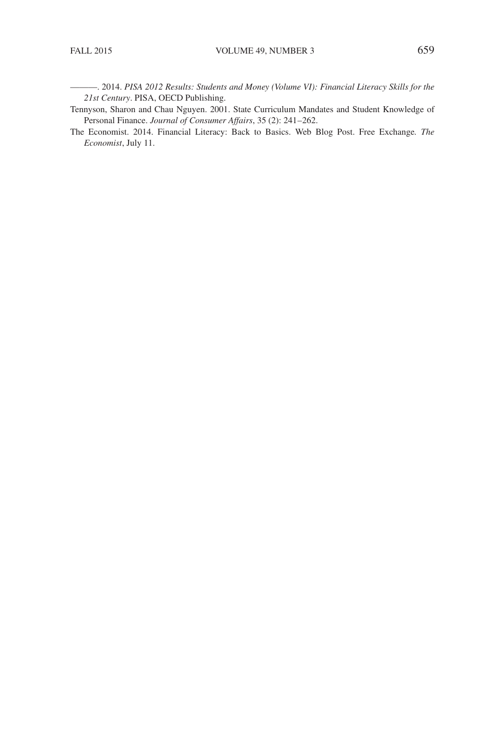———. 2014. *PISA 2012 Results: Students and Money (Volume VI): Financial Literacy Skills for the 21st Century*. PISA, OECD Publishing.

Tennyson, Sharon and Chau Nguyen. 2001. State Curriculum Mandates and Student Knowledge of Personal Finance. *Journal of Consumer Affairs*, 35 (2): 241–262.

The Economist. 2014. Financial Literacy: Back to Basics. Web Blog Post. Free Exchange. *The Economist*, July 11.